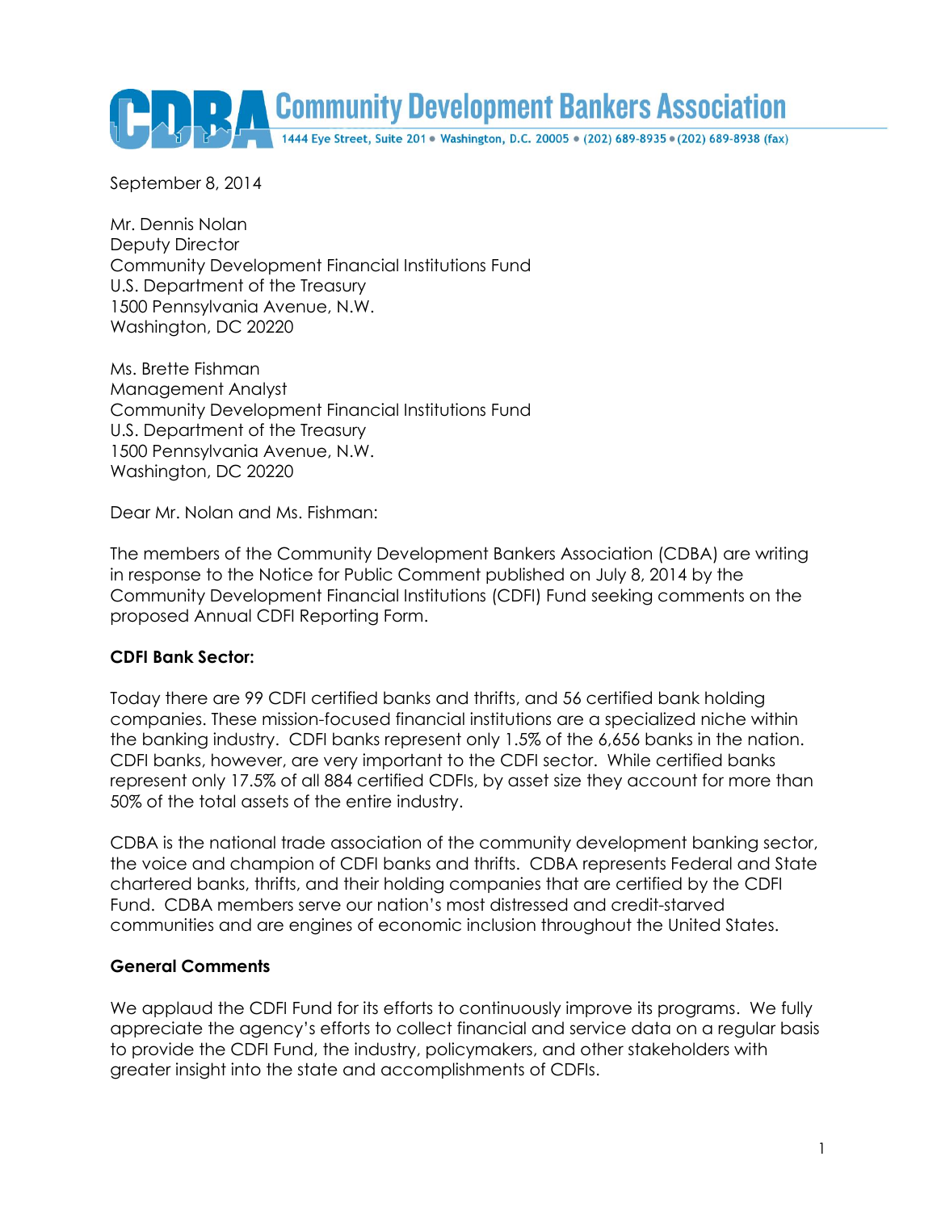# Community Development Bankers Association

1444 Eye Street, Suite 201 • Washington, D.C. 20005 • (202) 689-8935 • (202) 689-8938 (fax)

September 8, 2014

Mr. Dennis Nolan
Deputy Director
Community Development Financial Institutions Fund
U.S. Department of the Treasury
1500 Pennsylvania Avenue, N.W.
Washington, DC 20220

Ms. Brette Fishman
Management Analyst
Community Development Financial Institutions Fund
U.S. Department of the Treasury
1500 Pennsylvania Avenue, N.W.
Washington, DC 20220

Dear Mr. Nolan and Ms. Fishman:

The members of the Community Development Bankers Association (CDBA) are writing in response to the Notice for Public Comment published on July 8, 2014 by the Community Development Financial Institutions (CDFI) Fund seeking comments on the proposed Annual CDFI Reporting Form.

**CDFI Bank Sector:**

Today there are 99 CDFI certified banks and thrifts, and 56 certified bank holding companies. These mission-focused financial institutions are a specialized niche within the banking industry. CDFI banks represent only 1.5% of the 6,656 banks in the nation. CDFI banks, however, are very important to the CDFI sector. While certified banks represent only 17.5% of all 884 certified CDFIs, by asset size they account for more than 50% of the total assets of the entire industry.

CDBA is the national trade association of the community development banking sector, the voice and champion of CDFI banks and thrifts. CDBA represents Federal and State chartered banks, thrifts, and their holding companies that are certified by the CDFI Fund. CDBA members serve our nation's most distressed and credit-starved communities and are engines of economic inclusion throughout the United States.

**General Comments**

We applaud the CDFI Fund for its efforts to continuously improve its programs. We fully appreciate the agency's efforts to collect financial and service data on a regular basis to provide the CDFI Fund, the industry, policymakers, and other stakeholders with greater insight into the state and accomplishments of CDFIs.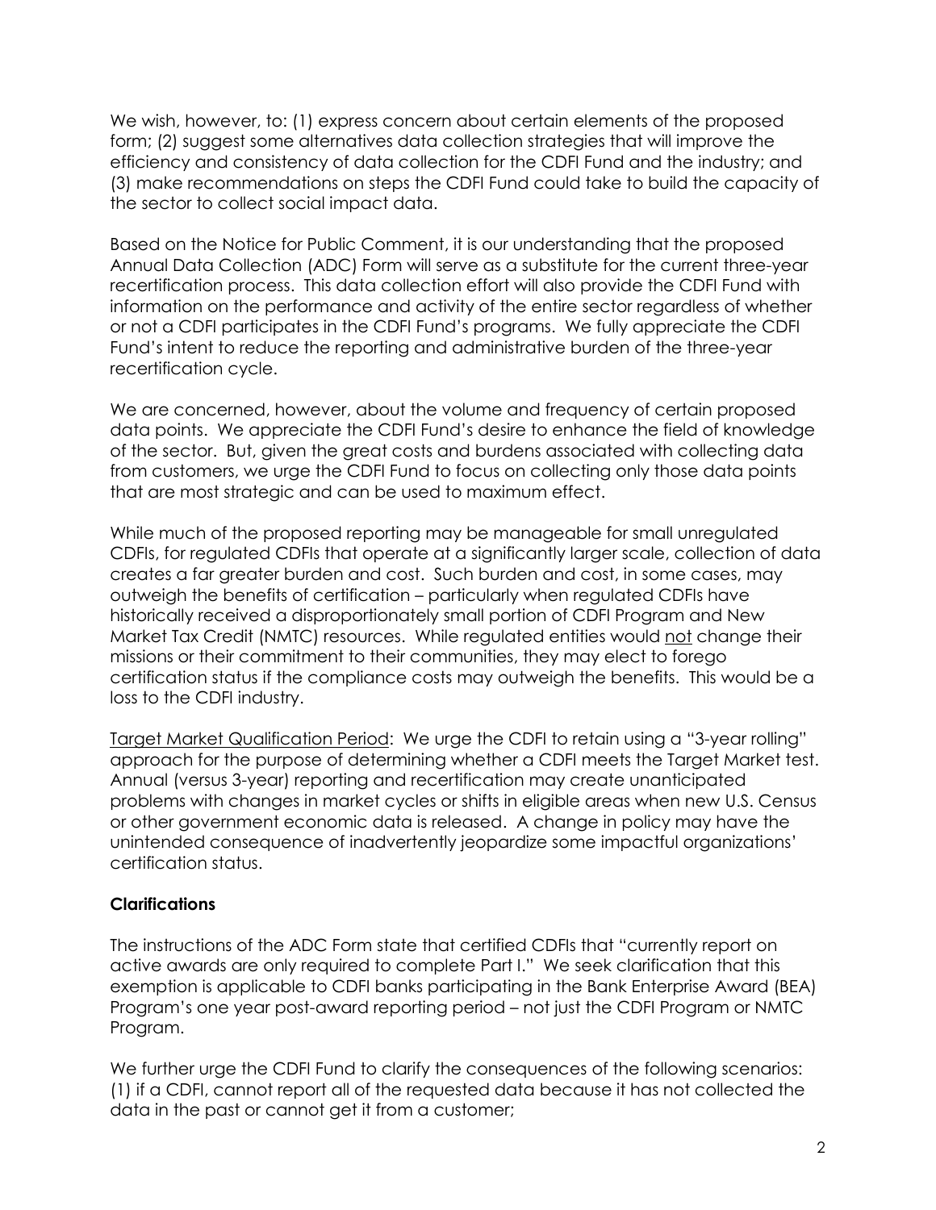We wish, however, to: (1) express concern about certain elements of the proposed form; (2) suggest some alternatives data collection strategies that will improve the efficiency and consistency of data collection for the CDFI Fund and the industry; and (3) make recommendations on steps the CDFI Fund could take to build the capacity of the sector to collect social impact data.

Based on the Notice for Public Comment, it is our understanding that the proposed Annual Data Collection (ADC) Form will serve as a substitute for the current three-year recertification process. This data collection effort will also provide the CDFI Fund with information on the performance and activity of the entire sector regardless of whether or not a CDFI participates in the CDFI Fund's programs. We fully appreciate the CDFI Fund's intent to reduce the reporting and administrative burden of the three-year recertification cycle.

We are concerned, however, about the volume and frequency of certain proposed data points. We appreciate the CDFI Fund's desire to enhance the field of knowledge of the sector. But, given the great costs and burdens associated with collecting data from customers, we urge the CDFI Fund to focus on collecting only those data points that are most strategic and can be used to maximum effect.

While much of the proposed reporting may be manageable for small unregulated CDFIs, for regulated CDFIs that operate at a significantly larger scale, collection of data creates a far greater burden and cost. Such burden and cost, in some cases, may outweigh the benefits of certification – particularly when regulated CDFIs have historically received a disproportionately small portion of CDFI Program and New Market Tax Credit (NMTC) resources. While regulated entities would <u>not</u> change their missions or their commitment to their communities, they may elect to forego certification status if the compliance costs may outweigh the benefits. This would be a loss to the CDFI industry.

<u>Target Market Qualification Period</u>: We urge the CDFI to retain using a "3-year rolling" approach for the purpose of determining whether a CDFI meets the Target Market test. Annual (versus 3-year) reporting and recertification may create unanticipated problems with changes in market cycles or shifts in eligible areas when new U.S. Census or other government economic data is released. A change in policy may have the unintended consequence of inadvertently jeopardize some impactful organizations' certification status.

**Clarifications**

The instructions of the ADC Form state that certified CDFIs that "currently report on active awards are only required to complete Part I." We seek clarification that this exemption is applicable to CDFI banks participating in the Bank Enterprise Award (BEA) Program's one year post-award reporting period – not just the CDFI Program or NMTC Program.

We further urge the CDFI Fund to clarify the consequences of the following scenarios: (1) if a CDFI, cannot report all of the requested data because it has not collected the data in the past or cannot get it from a customer;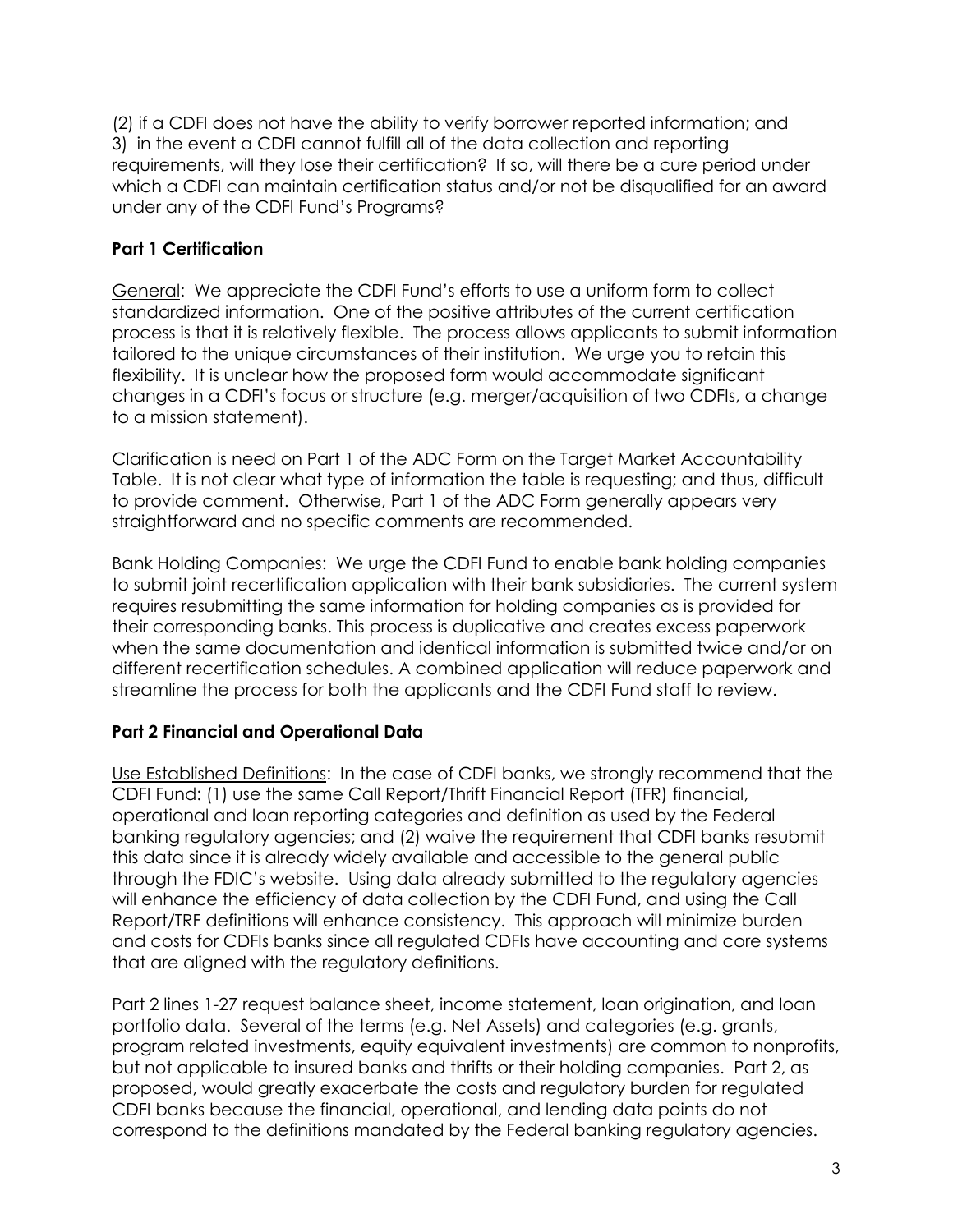(2) if a CDFI does not have the ability to verify borrower reported information; and 3) in the event a CDFI cannot fulfill all of the data collection and reporting requirements, will they lose their certification? If so, will there be a cure period under which a CDFI can maintain certification status and/or not be disqualified for an award under any of the CDFI Fund's Programs?

**Part 1 Certification**

General: We appreciate the CDFI Fund's efforts to use a uniform form to collect standardized information. One of the positive attributes of the current certification process is that it is relatively flexible. The process allows applicants to submit information tailored to the unique circumstances of their institution. We urge you to retain this flexibility. It is unclear how the proposed form would accommodate significant changes in a CDFI's focus or structure (e.g. merger/acquisition of two CDFIs, a change to a mission statement).

Clarification is need on Part 1 of the ADC Form on the Target Market Accountability Table. It is not clear what type of information the table is requesting; and thus, difficult to provide comment. Otherwise, Part 1 of the ADC Form generally appears very straightforward and no specific comments are recommended.

Bank Holding Companies: We urge the CDFI Fund to enable bank holding companies to submit joint recertification application with their bank subsidiaries. The current system requires resubmitting the same information for holding companies as is provided for their corresponding banks. This process is duplicative and creates excess paperwork when the same documentation and identical information is submitted twice and/or on different recertification schedules. A combined application will reduce paperwork and streamline the process for both the applicants and the CDFI Fund staff to review.

**Part 2 Financial and Operational Data**

Use Established Definitions: In the case of CDFI banks, we strongly recommend that the CDFI Fund: (1) use the same Call Report/Thrift Financial Report (TFR) financial, operational and loan reporting categories and definition as used by the Federal banking regulatory agencies; and (2) waive the requirement that CDFI banks resubmit this data since it is already widely available and accessible to the general public through the FDIC's website. Using data already submitted to the regulatory agencies will enhance the efficiency of data collection by the CDFI Fund, and using the Call Report/TRF definitions will enhance consistency. This approach will minimize burden and costs for CDFIs banks since all regulated CDFIs have accounting and core systems that are aligned with the regulatory definitions.

Part 2 lines 1-27 request balance sheet, income statement, loan origination, and loan portfolio data. Several of the terms (e.g. Net Assets) and categories (e.g. grants, program related investments, equity equivalent investments) are common to nonprofits, but not applicable to insured banks and thrifts or their holding companies. Part 2, as proposed, would greatly exacerbate the costs and regulatory burden for regulated CDFI banks because the financial, operational, and lending data points do not correspond to the definitions mandated by the Federal banking regulatory agencies.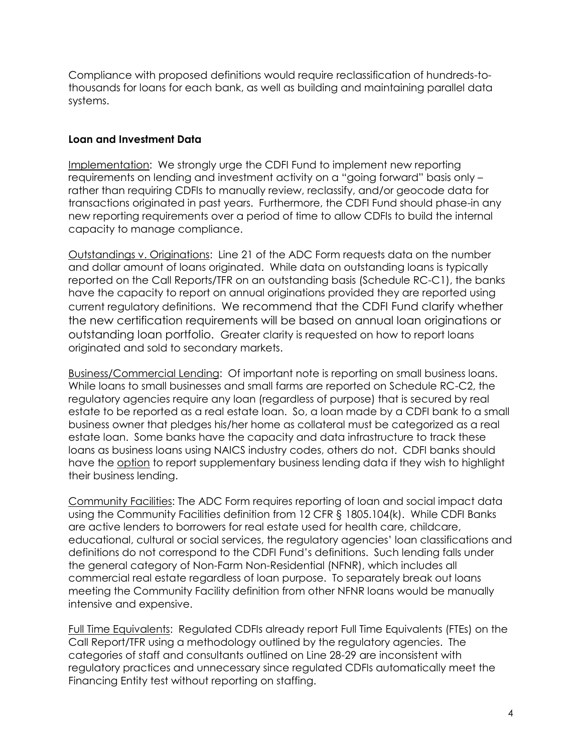Compliance with proposed definitions would require reclassification of hundreds-to-thousands for loans for each bank, as well as building and maintaining parallel data systems.

**Loan and Investment Data**

Implementation: We strongly urge the CDFI Fund to implement new reporting requirements on lending and investment activity on a "going forward" basis only – rather than requiring CDFIs to manually review, reclassify, and/or geocode data for transactions originated in past years. Furthermore, the CDFI Fund should phase-in any new reporting requirements over a period of time to allow CDFIs to build the internal capacity to manage compliance.

Outstandings v. Originations: Line 21 of the ADC Form requests data on the number and dollar amount of loans originated. While data on outstanding loans is typically reported on the Call Reports/TFR on an outstanding basis (Schedule RC-C1), the banks have the capacity to report on annual originations provided they are reported using current regulatory definitions. We recommend that the CDFI Fund clarify whether the new certification requirements will be based on annual loan originations or outstanding loan portfolio. Greater clarity is requested on how to report loans originated and sold to secondary markets.

Business/Commercial Lending: Of important note is reporting on small business loans. While loans to small businesses and small farms are reported on Schedule RC-C2, the regulatory agencies require any loan (regardless of purpose) that is secured by real estate to be reported as a real estate loan. So, a loan made by a CDFI bank to a small business owner that pledges his/her home as collateral must be categorized as a real estate loan. Some banks have the capacity and data infrastructure to track these loans as business loans using NAICS industry codes, others do not. CDFI banks should have the option to report supplementary business lending data if they wish to highlight their business lending.

Community Facilities: The ADC Form requires reporting of loan and social impact data using the Community Facilities definition from 12 CFR § 1805.104(k). While CDFI Banks are active lenders to borrowers for real estate used for health care, childcare, educational, cultural or social services, the regulatory agencies' loan classifications and definitions do not correspond to the CDFI Fund's definitions. Such lending falls under the general category of Non-Farm Non-Residential (NFNR), which includes all commercial real estate regardless of loan purpose. To separately break out loans meeting the Community Facility definition from other NFNR loans would be manually intensive and expensive.

Full Time Equivalents: Regulated CDFIs already report Full Time Equivalents (FTEs) on the Call Report/TFR using a methodology outlined by the regulatory agencies. The categories of staff and consultants outlined on Line 28-29 are inconsistent with regulatory practices and unnecessary since regulated CDFIs automatically meet the Financing Entity test without reporting on staffing.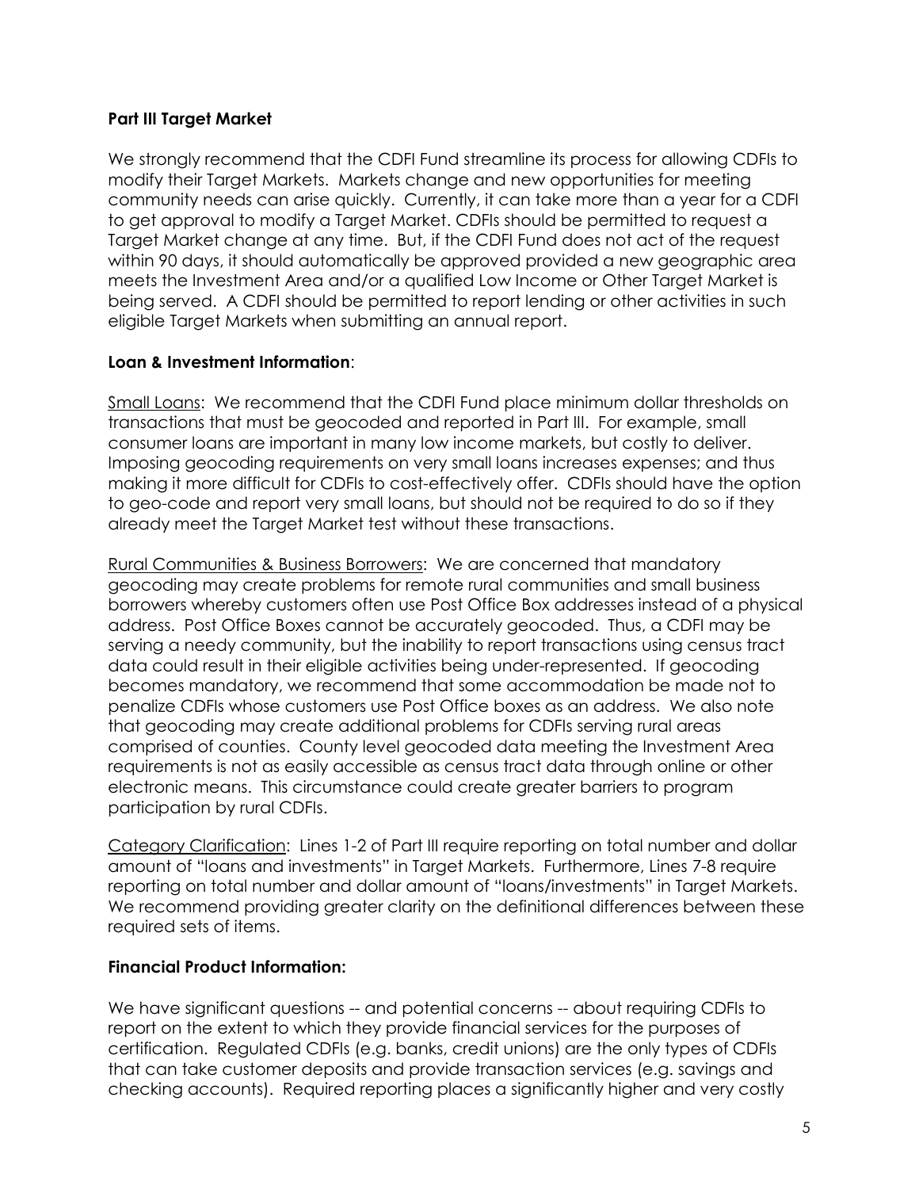**Part III Target Market**

We strongly recommend that the CDFI Fund streamline its process for allowing CDFIs to modify their Target Markets. Markets change and new opportunities for meeting community needs can arise quickly. Currently, it can take more than a year for a CDFI to get approval to modify a Target Market. CDFIs should be permitted to request a Target Market change at any time. But, if the CDFI Fund does not act of the request within 90 days, it should automatically be approved provided a new geographic area meets the Investment Area and/or a qualified Low Income or Other Target Market is being served. A CDFI should be permitted to report lending or other activities in such eligible Target Markets when submitting an annual report.

**Loan & Investment Information**:

Small Loans: We recommend that the CDFI Fund place minimum dollar thresholds on transactions that must be geocoded and reported in Part III. For example, small consumer loans are important in many low income markets, but costly to deliver. Imposing geocoding requirements on very small loans increases expenses; and thus making it more difficult for CDFIs to cost-effectively offer. CDFIs should have the option to geo-code and report very small loans, but should not be required to do so if they already meet the Target Market test without these transactions.

Rural Communities & Business Borrowers: We are concerned that mandatory geocoding may create problems for remote rural communities and small business borrowers whereby customers often use Post Office Box addresses instead of a physical address. Post Office Boxes cannot be accurately geocoded. Thus, a CDFI may be serving a needy community, but the inability to report transactions using census tract data could result in their eligible activities being under-represented. If geocoding becomes mandatory, we recommend that some accommodation be made not to penalize CDFIs whose customers use Post Office boxes as an address. We also note that geocoding may create additional problems for CDFIs serving rural areas comprised of counties. County level geocoded data meeting the Investment Area requirements is not as easily accessible as census tract data through online or other electronic means. This circumstance could create greater barriers to program participation by rural CDFIs.

Category Clarification: Lines 1-2 of Part III require reporting on total number and dollar amount of "loans and investments" in Target Markets. Furthermore, Lines 7-8 require reporting on total number and dollar amount of "loans/investments" in Target Markets. We recommend providing greater clarity on the definitional differences between these required sets of items.

**Financial Product Information:**

We have significant questions -- and potential concerns -- about requiring CDFIs to report on the extent to which they provide financial services for the purposes of certification. Regulated CDFIs (e.g. banks, credit unions) are the only types of CDFIs that can take customer deposits and provide transaction services (e.g. savings and checking accounts). Required reporting places a significantly higher and very costly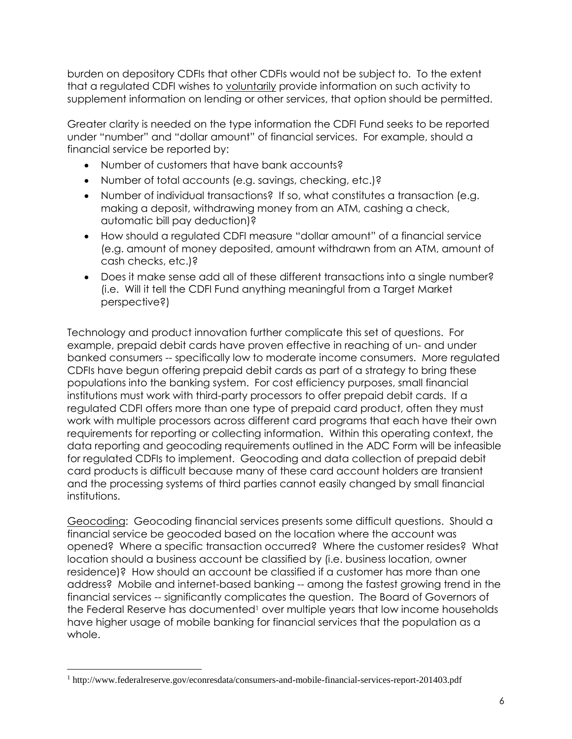burden on depository CDFIs that other CDFIs would not be subject to. To the extent that a regulated CDFI wishes to <u>voluntarily</u> provide information on such activity to supplement information on lending or other services, that option should be permitted.

Greater clarity is needed on the type information the CDFI Fund seeks to be reported under "number" and "dollar amount" of financial services. For example, should a financial service be reported by:

- Number of customers that have bank accounts?
- Number of total accounts (e.g. savings, checking, etc.)?
- Number of individual transactions? If so, what constitutes a transaction (e.g. making a deposit, withdrawing money from an ATM, cashing a check, automatic bill pay deduction)?
- How should a regulated CDFI measure "dollar amount" of a financial service (e.g. amount of money deposited, amount withdrawn from an ATM, amount of cash checks, etc.)?
- Does it make sense add all of these different transactions into a single number? (i.e. Will it tell the CDFI Fund anything meaningful from a Target Market perspective?)

Technology and product innovation further complicate this set of questions. For example, prepaid debit cards have proven effective in reaching of un- and under banked consumers -- specifically low to moderate income consumers. More regulated CDFIs have begun offering prepaid debit cards as part of a strategy to bring these populations into the banking system. For cost efficiency purposes, small financial institutions must work with third-party processors to offer prepaid debit cards. If a regulated CDFI offers more than one type of prepaid card product, often they must work with multiple processors across different card programs that each have their own requirements for reporting or collecting information. Within this operating context, the data reporting and geocoding requirements outlined in the ADC Form will be infeasible for regulated CDFIs to implement. Geocoding and data collection of prepaid debit card products is difficult because many of these card account holders are transient and the processing systems of third parties cannot easily changed by small financial institutions.

<u>Geocoding</u>: Geocoding financial services presents some difficult questions. Should a financial service be geocoded based on the location where the account was opened? Where a specific transaction occurred? Where the customer resides? What location should a business account be classified by (i.e. business location, owner residence)? How should an account be classified if a customer has more than one address? Mobile and internet-based banking -- among the fastest growing trend in the financial services -- significantly complicates the question. The Board of Governors of the Federal Reserve has documented[1] over multiple years that low income households have higher usage of mobile banking for financial services that the population as a whole.

---

[1] http://www.federalreserve.gov/econresdata/consumers-and-mobile-financial-services-report-201403.pdf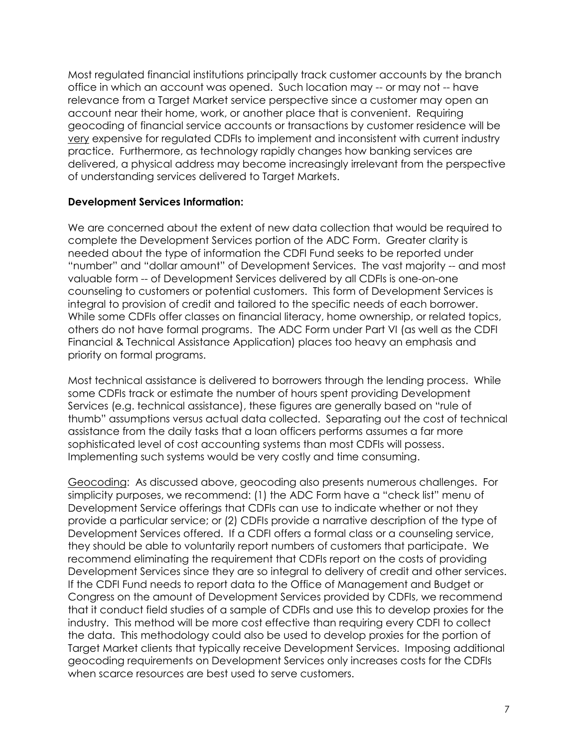Most regulated financial institutions principally track customer accounts by the branch office in which an account was opened. Such location may -- or may not -- have relevance from a Target Market service perspective since a customer may open an account near their home, work, or another place that is convenient. Requiring geocoding of financial service accounts or transactions by customer residence will be <u>very</u> expensive for regulated CDFIs to implement and inconsistent with current industry practice. Furthermore, as technology rapidly changes how banking services are delivered, a physical address may become increasingly irrelevant from the perspective of understanding services delivered to Target Markets.

**Development Services Information:**

We are concerned about the extent of new data collection that would be required to complete the Development Services portion of the ADC Form. Greater clarity is needed about the type of information the CDFI Fund seeks to be reported under "number" and "dollar amount" of Development Services. The vast majority -- and most valuable form -- of Development Services delivered by all CDFIs is one-on-one counseling to customers or potential customers. This form of Development Services is integral to provision of credit and tailored to the specific needs of each borrower. While some CDFIs offer classes on financial literacy, home ownership, or related topics, others do not have formal programs. The ADC Form under Part VI (as well as the CDFI Financial & Technical Assistance Application) places too heavy an emphasis and priority on formal programs.

Most technical assistance is delivered to borrowers through the lending process. While some CDFIs track or estimate the number of hours spent providing Development Services (e.g. technical assistance), these figures are generally based on "rule of thumb" assumptions versus actual data collected. Separating out the cost of technical assistance from the daily tasks that a loan officers performs assumes a far more sophisticated level of cost accounting systems than most CDFIs will possess. Implementing such systems would be very costly and time consuming.

<u>Geocoding</u>: As discussed above, geocoding also presents numerous challenges. For simplicity purposes, we recommend: (1) the ADC Form have a "check list" menu of Development Service offerings that CDFIs can use to indicate whether or not they provide a particular service; or (2) CDFIs provide a narrative description of the type of Development Services offered. If a CDFI offers a formal class or a counseling service, they should be able to voluntarily report numbers of customers that participate. We recommend eliminating the requirement that CDFIs report on the costs of providing Development Services since they are so integral to delivery of credit and other services. If the CDFI Fund needs to report data to the Office of Management and Budget or Congress on the amount of Development Services provided by CDFIs, we recommend that it conduct field studies of a sample of CDFIs and use this to develop proxies for the industry. This method will be more cost effective than requiring every CDFI to collect the data. This methodology could also be used to develop proxies for the portion of Target Market clients that typically receive Development Services. Imposing additional geocoding requirements on Development Services only increases costs for the CDFIs when scarce resources are best used to serve customers.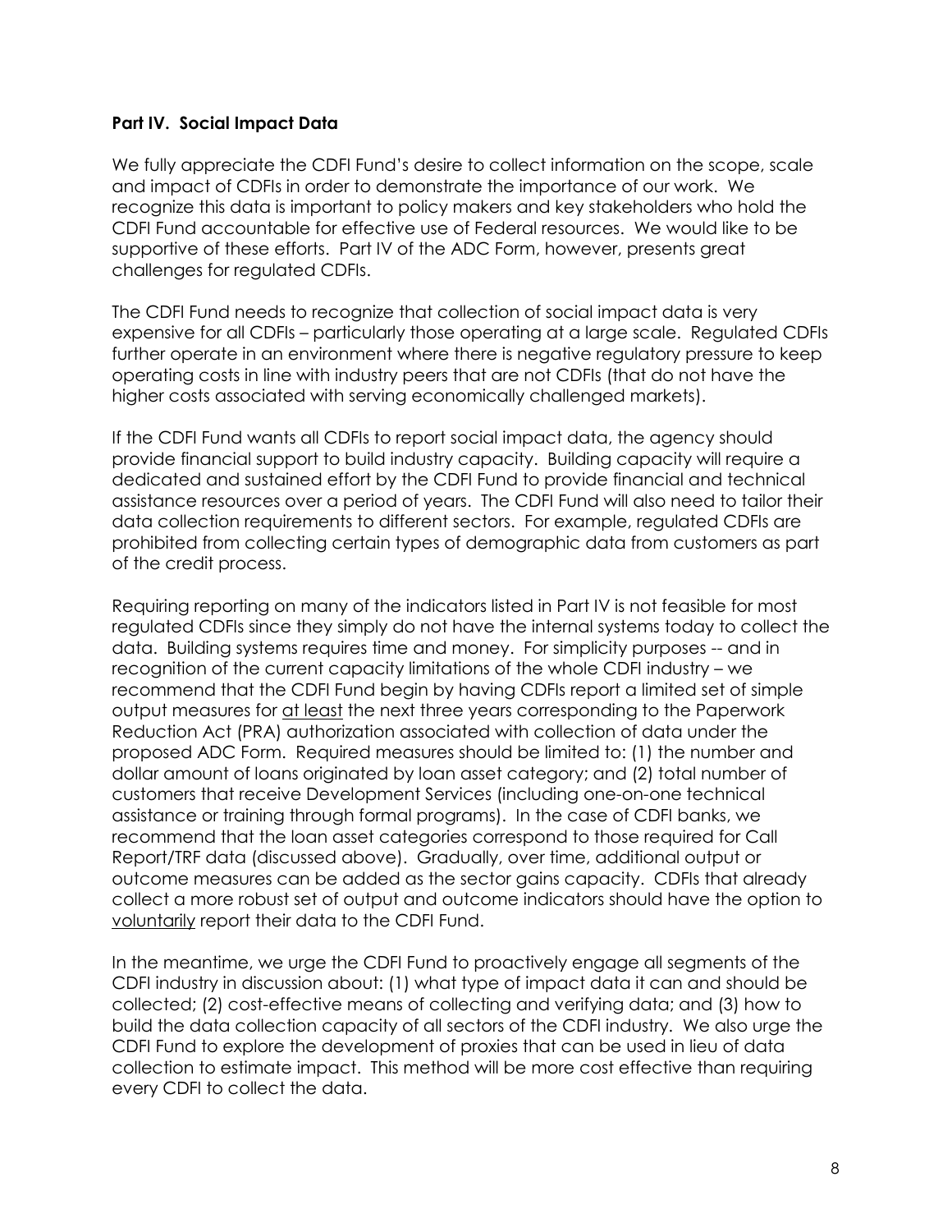**Part IV. Social Impact Data**

We fully appreciate the CDFI Fund's desire to collect information on the scope, scale and impact of CDFIs in order to demonstrate the importance of our work. We recognize this data is important to policy makers and key stakeholders who hold the CDFI Fund accountable for effective use of Federal resources. We would like to be supportive of these efforts. Part IV of the ADC Form, however, presents great challenges for regulated CDFIs.

The CDFI Fund needs to recognize that collection of social impact data is very expensive for all CDFIs – particularly those operating at a large scale. Regulated CDFIs further operate in an environment where there is negative regulatory pressure to keep operating costs in line with industry peers that are not CDFIs (that do not have the higher costs associated with serving economically challenged markets).

If the CDFI Fund wants all CDFIs to report social impact data, the agency should provide financial support to build industry capacity. Building capacity will require a dedicated and sustained effort by the CDFI Fund to provide financial and technical assistance resources over a period of years. The CDFI Fund will also need to tailor their data collection requirements to different sectors. For example, regulated CDFIs are prohibited from collecting certain types of demographic data from customers as part of the credit process.

Requiring reporting on many of the indicators listed in Part IV is not feasible for most regulated CDFIs since they simply do not have the internal systems today to collect the data. Building systems requires time and money. For simplicity purposes -- and in recognition of the current capacity limitations of the whole CDFI industry – we recommend that the CDFI Fund begin by having CDFIs report a limited set of simple output measures for <u>at least</u> the next three years corresponding to the Paperwork Reduction Act (PRA) authorization associated with collection of data under the proposed ADC Form. Required measures should be limited to: (1) the number and dollar amount of loans originated by loan asset category; and (2) total number of customers that receive Development Services (including one-on-one technical assistance or training through formal programs). In the case of CDFI banks, we recommend that the loan asset categories correspond to those required for Call Report/TRF data (discussed above). Gradually, over time, additional output or outcome measures can be added as the sector gains capacity. CDFIs that already collect a more robust set of output and outcome indicators should have the option to <u>voluntarily</u> report their data to the CDFI Fund.

In the meantime, we urge the CDFI Fund to proactively engage all segments of the CDFI industry in discussion about: (1) what type of impact data it can and should be collected; (2) cost-effective means of collecting and verifying data; and (3) how to build the data collection capacity of all sectors of the CDFI industry. We also urge the CDFI Fund to explore the development of proxies that can be used in lieu of data collection to estimate impact. This method will be more cost effective than requiring every CDFI to collect the data.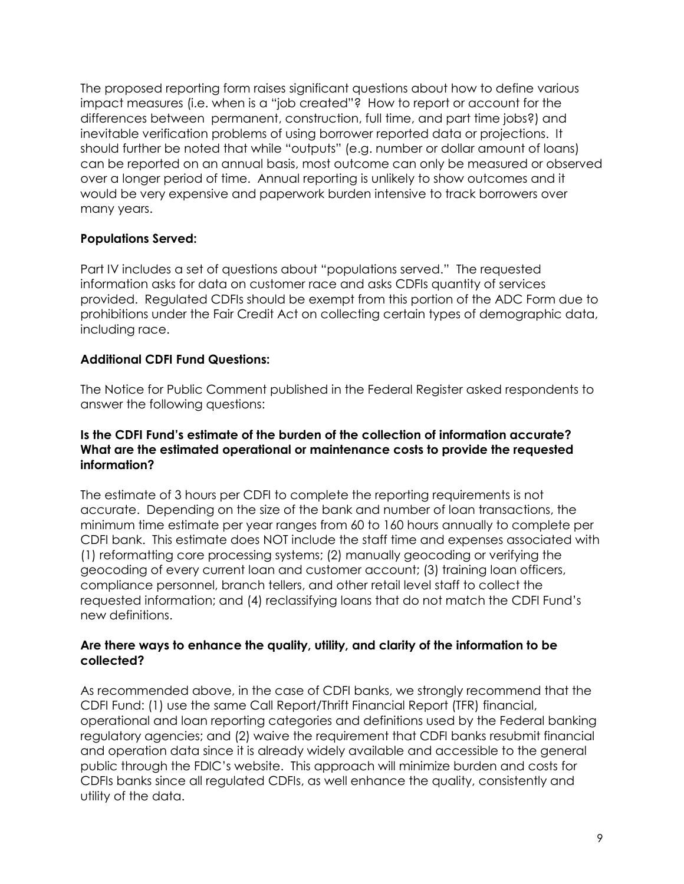The proposed reporting form raises significant questions about how to define various impact measures (i.e. when is a "job created"? How to report or account for the differences between permanent, construction, full time, and part time jobs?) and inevitable verification problems of using borrower reported data or projections. It should further be noted that while "outputs" (e.g. number or dollar amount of loans) can be reported on an annual basis, most outcome can only be measured or observed over a longer period of time. Annual reporting is unlikely to show outcomes and it would be very expensive and paperwork burden intensive to track borrowers over many years.

**Populations Served:**

Part IV includes a set of questions about "populations served." The requested information asks for data on customer race and asks CDFIs quantity of services provided. Regulated CDFIs should be exempt from this portion of the ADC Form due to prohibitions under the Fair Credit Act on collecting certain types of demographic data, including race.

**Additional CDFI Fund Questions:**

The Notice for Public Comment published in the Federal Register asked respondents to answer the following questions:

**Is the CDFI Fund's estimate of the burden of the collection of information accurate? What are the estimated operational or maintenance costs to provide the requested information?**

The estimate of 3 hours per CDFI to complete the reporting requirements is not accurate. Depending on the size of the bank and number of loan transactions, the minimum time estimate per year ranges from 60 to 160 hours annually to complete per CDFI bank. This estimate does NOT include the staff time and expenses associated with (1) reformatting core processing systems; (2) manually geocoding or verifying the geocoding of every current loan and customer account; (3) training loan officers, compliance personnel, branch tellers, and other retail level staff to collect the requested information; and (4) reclassifying loans that do not match the CDFI Fund's new definitions.

**Are there ways to enhance the quality, utility, and clarity of the information to be collected?**

As recommended above, in the case of CDFI banks, we strongly recommend that the CDFI Fund: (1) use the same Call Report/Thrift Financial Report (TFR) financial, operational and loan reporting categories and definitions used by the Federal banking regulatory agencies; and (2) waive the requirement that CDFI banks resubmit financial and operation data since it is already widely available and accessible to the general public through the FDIC's website. This approach will minimize burden and costs for CDFIs banks since all regulated CDFIs, as well enhance the quality, consistently and utility of the data.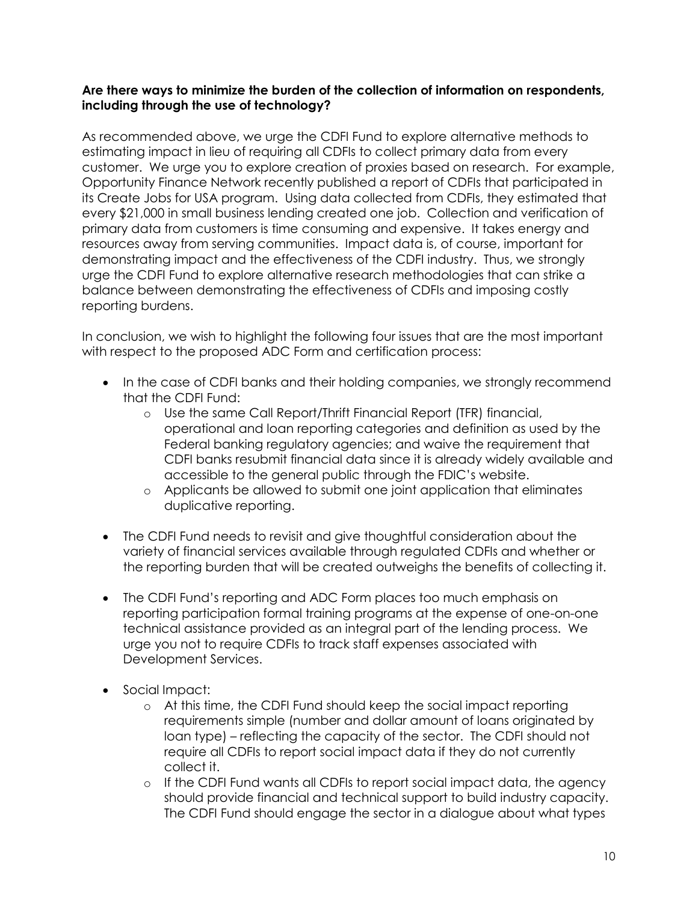**Are there ways to minimize the burden of the collection of information on respondents, including through the use of technology?**

As recommended above, we urge the CDFI Fund to explore alternative methods to estimating impact in lieu of requiring all CDFIs to collect primary data from every customer. We urge you to explore creation of proxies based on research. For example, Opportunity Finance Network recently published a report of CDFIs that participated in its Create Jobs for USA program. Using data collected from CDFIs, they estimated that every $21,000 in small business lending created one job. Collection and verification of primary data from customers is time consuming and expensive. It takes energy and resources away from serving communities. Impact data is, of course, important for demonstrating impact and the effectiveness of the CDFI industry. Thus, we strongly urge the CDFI Fund to explore alternative research methodologies that can strike a balance between demonstrating the effectiveness of CDFIs and imposing costly reporting burdens.

In conclusion, we wish to highlight the following four issues that are the most important with respect to the proposed ADC Form and certification process:

- In the case of CDFI banks and their holding companies, we strongly recommend that the CDFI Fund:
  - Use the same Call Report/Thrift Financial Report (TFR) financial, operational and loan reporting categories and definition as used by the Federal banking regulatory agencies; and waive the requirement that CDFI banks resubmit financial data since it is already widely available and accessible to the general public through the FDIC's website.
  - Applicants be allowed to submit one joint application that eliminates duplicative reporting.
- The CDFI Fund needs to revisit and give thoughtful consideration about the variety of financial services available through regulated CDFIs and whether or the reporting burden that will be created outweighs the benefits of collecting it.
- The CDFI Fund's reporting and ADC Form places too much emphasis on reporting participation formal training programs at the expense of one-on-one technical assistance provided as an integral part of the lending process. We urge you not to require CDFIs to track staff expenses associated with Development Services.
- Social Impact:
  - At this time, the CDFI Fund should keep the social impact reporting requirements simple (number and dollar amount of loans originated by loan type) – reflecting the capacity of the sector. The CDFI should not require all CDFIs to report social impact data if they do not currently collect it.
  - If the CDFI Fund wants all CDFIs to report social impact data, the agency should provide financial and technical support to build industry capacity. The CDFI Fund should engage the sector in a dialogue about what types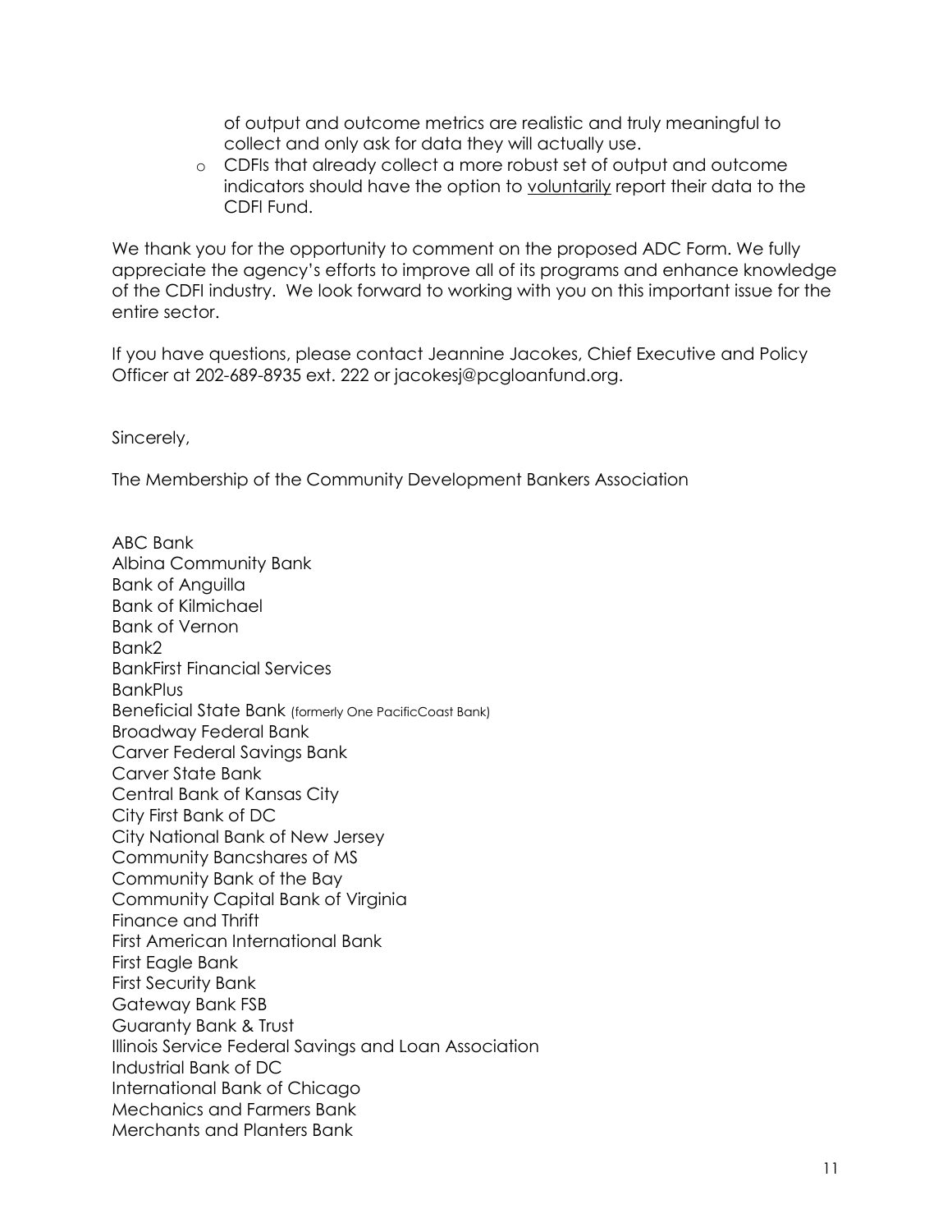of output and outcome metrics are realistic and truly meaningful to collect and only ask for data they will actually use.

- CDFIs that already collect a more robust set of output and outcome indicators should have the option to voluntarily report their data to the CDFI Fund.

We thank you for the opportunity to comment on the proposed ADC Form. We fully appreciate the agency's efforts to improve all of its programs and enhance knowledge of the CDFI industry. We look forward to working with you on this important issue for the entire sector.

If you have questions, please contact Jeannine Jacokes, Chief Executive and Policy Officer at 202-689-8935 ext. 222 or jacokesj@pcgloanfund.org.

Sincerely,

The Membership of the Community Development Bankers Association

ABC Bank
Albina Community Bank
Bank of Anguilla
Bank of Kilmichael
Bank of Vernon
Bank2
BankFirst Financial Services
BankPlus
Beneficial State Bank (formerly One PacificCoast Bank)
Broadway Federal Bank
Carver Federal Savings Bank
Carver State Bank
Central Bank of Kansas City
City First Bank of DC
City National Bank of New Jersey
Community Bancshares of MS
Community Bank of the Bay
Community Capital Bank of Virginia
Finance and Thrift
First American International Bank
First Eagle Bank
First Security Bank
Gateway Bank FSB
Guaranty Bank & Trust
Illinois Service Federal Savings and Loan Association
Industrial Bank of DC
International Bank of Chicago
Mechanics and Farmers Bank
Merchants and Planters Bank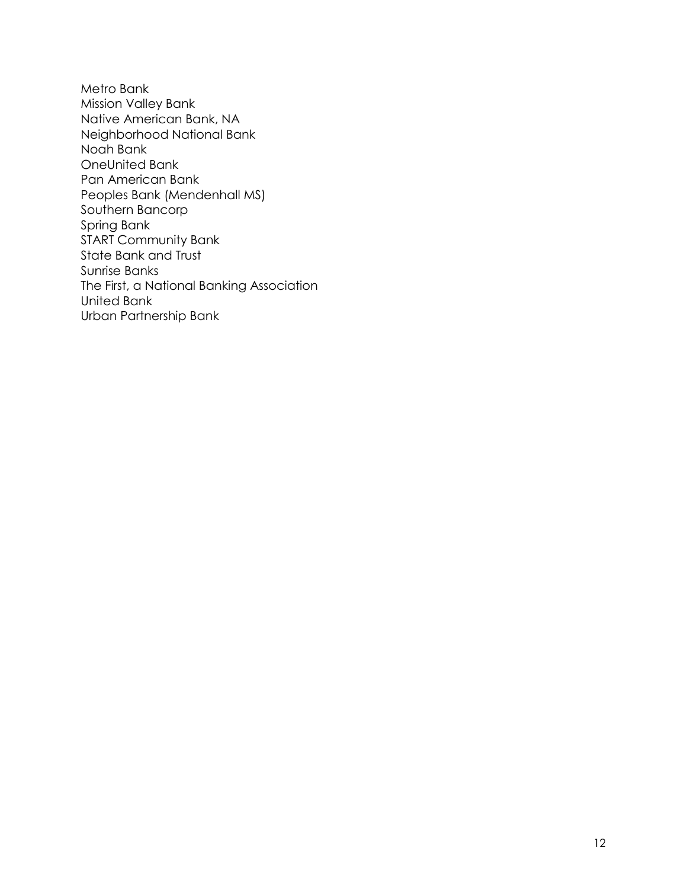Metro Bank
Mission Valley Bank
Native American Bank, NA
Neighborhood National Bank
Noah Bank
OneUnited Bank
Pan American Bank
Peoples Bank (Mendenhall MS)
Southern Bancorp
Spring Bank
START Community Bank
State Bank and Trust
Sunrise Banks
The First, a National Banking Association
United Bank
Urban Partnership Bank